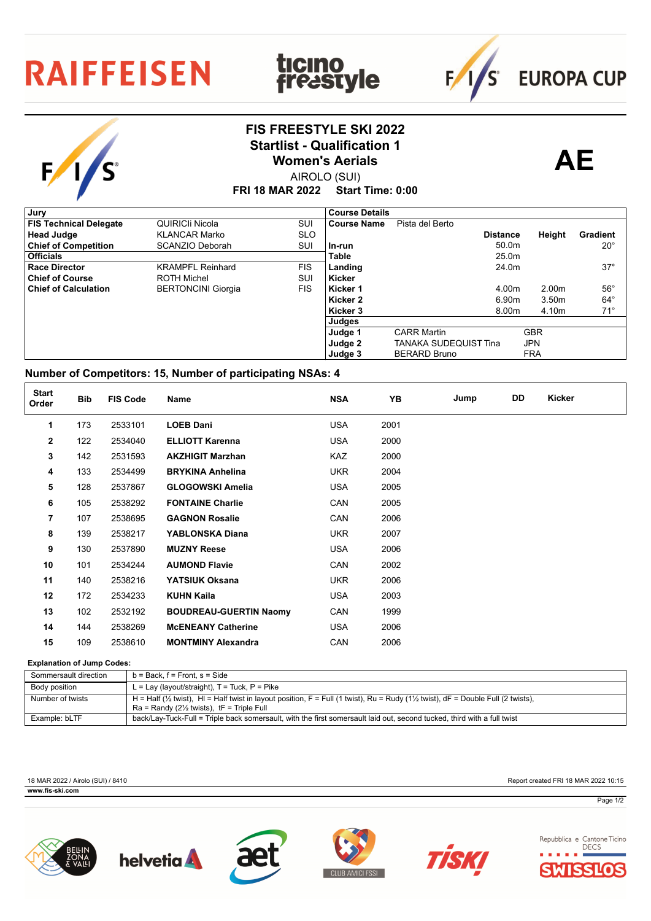# FIS FREESTYLE SKI 2022
## Startlist - Qualification 1
## Women's Aerials

AIROLO (SUI)

**FRI 18 MAR 2022 Start Time: 0:00**

**AE**

| Jury | | |
|---|---|---|
| **FIS Technical Delegate** | QUIRICIi Nicola | SUI |
| **Head Judge** | KLANCAR Marko | SLO |
| **Chief of Competition** | SCANZIO Deborah | SUI |
| **Officials** | | |
| **Race Director** | KRAMPFL Reinhard | FIS |
| **Chief of Course** | ROTH Michel | SUI |
| **Chief of Calculation** | BERTONCINI Giorgia | FIS |

| Course Details | | | | |
|---|---|---|---|---|
| **Course Name** | Pista del Berto | | | |
| | | **Distance** | **Height** | **Gradient** |
| **In-run** | | 50.0m | | 20° |
| **Table** | | 25.0m | | |
| **Landing** | | 24.0m | | 37° |
| **Kicker** | | | | |
| **Kicker 1** | | 4.00m | 2.00m | 56° |
| **Kicker 2** | | 6.90m | 3.50m | 64° |
| **Kicker 3** | | 8.00m | 4.10m | 71° |

| Judges | | |
|---|---|---|
| **Judge 1** | CARR Martin | GBR |
| **Judge 2** | TANAKA SUDEQUIST Tina | JPN |
| **Judge 3** | BERARD Bruno | FRA |

## Number of Competitors: 15, Number of participating NSAs: 4

| Start Order | Bib | FIS Code | Name | NSA | YB | Jump | DD | Kicker |
|---|---|---|---|---|---|---|---|---|
| 1 | 173 | 2533101 | **LOEB Dani** | USA | 2001 | | | |
| 2 | 122 | 2534040 | **ELLIOTT Karenna** | USA | 2000 | | | |
| 3 | 142 | 2531593 | **AKZHIGIT Marzhan** | KAZ | 2000 | | | |
| 4 | 133 | 2534499 | **BRYKINA Anhelina** | UKR | 2004 | | | |
| 5 | 128 | 2537867 | **GLOGOWSKI Amelia** | USA | 2005 | | | |
| 6 | 105 | 2538292 | **FONTAINE Charlie** | CAN | 2005 | | | |
| 7 | 107 | 2538695 | **GAGNON Rosalie** | CAN | 2006 | | | |
| 8 | 139 | 2538217 | **YABLONSKA Diana** | UKR | 2007 | | | |
| 9 | 130 | 2537890 | **MUZNY Reese** | USA | 2006 | | | |
| 10 | 101 | 2534244 | **AUMOND Flavie** | CAN | 2002 | | | |
| 11 | 140 | 2538216 | **YATSIUK Oksana** | UKR | 2006 | | | |
| 12 | 172 | 2534233 | **KUHN Kaila** | USA | 2003 | | | |
| 13 | 102 | 2532192 | **BOUDREAU-GUERTIN Naomy** | CAN | 1999 | | | |
| 14 | 144 | 2538269 | **McENEANY Catherine** | USA | 2006 | | | |
| 15 | 109 | 2538610 | **MONTMINY Alexandra** | CAN | 2006 | | | |

**Explanation of Jump Codes:**

| | |
|---|---|
| Sommersault direction | b = Back, f = Front, s = Side |
| Body position | L = Lay (layout/straight), T = Tuck, P = Pike |
| Number of twists | H = Half (½ twist), Hl = Half twist in layout position, F = Full (1 twist), Ru = Rudy (1½ twist), dF = Double Full (2 twists), Ra = Randy (2½ twists), tF = Triple Full |
| Example: bLTF | back/Lay-Tuck-Full = Triple back somersault, with the first somersault laid out, second tucked, third with a full twist |

18 MAR 2022 / Airolo (SUI) / 8410

www.fis-ski.com

Report created FRI 18 MAR 2022 10:15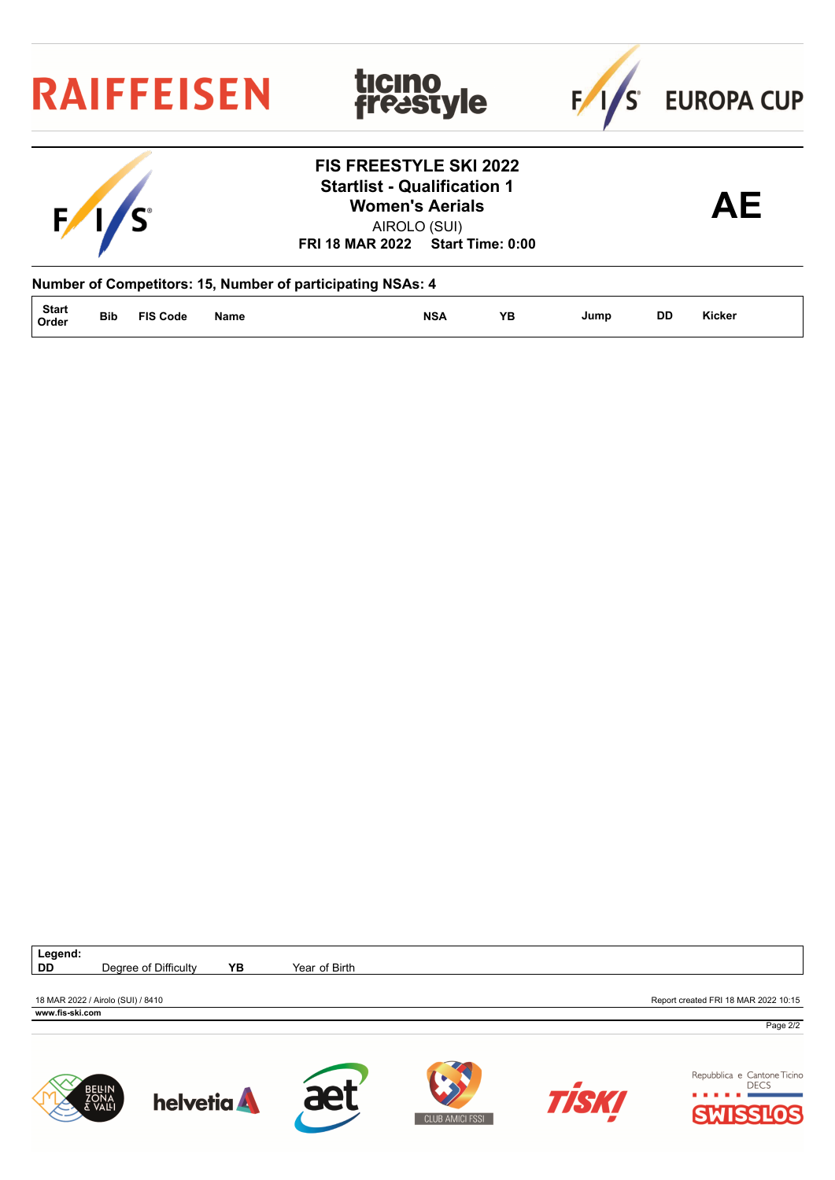# FIS FREESTYLE SKI 2022

## Startlist - Qualification 1

## Women's Aerials

AIROLO (SUI)

**FRI 18 MAR 2022 Start Time: 0:00**

**AE**

**Number of Competitors: 15, Number of participating NSAs: 4**

| Start Order | Bib | FIS Code | Name | NSA | YB | Jump | DD | Kicker |
|---|---|---|---|---|---|---|---|---|

**Legend:**

| | | | |
|---|---|---|---|
| **DD** | Degree of Difficulty | **YB** | Year of Birth |

18 MAR 2022 / Airolo (SUI) / 8410

Report created FRI 18 MAR 2022 10:15

**www.fis-ski.com**